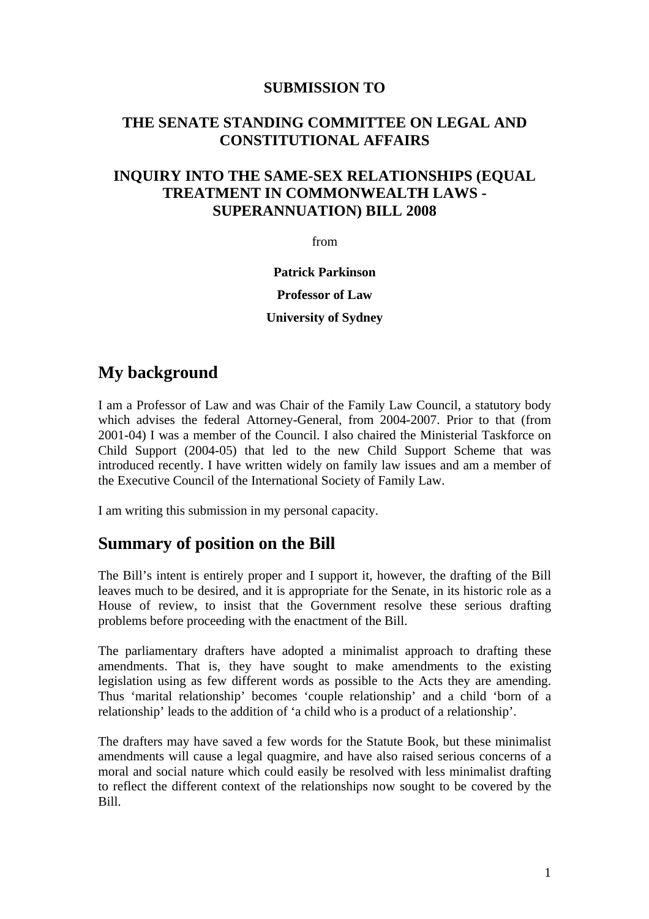**SUBMISSION TO**

**THE SENATE STANDING COMMITTEE ON LEGAL AND CONSTITUTIONAL AFFAIRS**

**INQUIRY INTO THE SAME-SEX RELATIONSHIPS (EQUAL TREATMENT IN COMMONWEALTH LAWS - SUPERANNUATION) BILL 2008**

from

**Patrick Parkinson**

**Professor of Law**

**University of Sydney**

## My background

I am a Professor of Law and was Chair of the Family Law Council, a statutory body which advises the federal Attorney-General, from 2004-2007. Prior to that (from 2001-04) I was a member of the Council. I also chaired the Ministerial Taskforce on Child Support (2004-05) that led to the new Child Support Scheme that was introduced recently. I have written widely on family law issues and am a member of the Executive Council of the International Society of Family Law.

I am writing this submission in my personal capacity.

## Summary of position on the Bill

The Bill's intent is entirely proper and I support it, however, the drafting of the Bill leaves much to be desired, and it is appropriate for the Senate, in its historic role as a House of review, to insist that the Government resolve these serious drafting problems before proceeding with the enactment of the Bill.

The parliamentary drafters have adopted a minimalist approach to drafting these amendments. That is, they have sought to make amendments to the existing legislation using as few different words as possible to the Acts they are amending. Thus 'marital relationship' becomes 'couple relationship' and a child 'born of a relationship' leads to the addition of 'a child who is a product of a relationship'.

The drafters may have saved a few words for the Statute Book, but these minimalist amendments will cause a legal quagmire, and have also raised serious concerns of a moral and social nature which could easily be resolved with less minimalist drafting to reflect the different context of the relationships now sought to be covered by the Bill.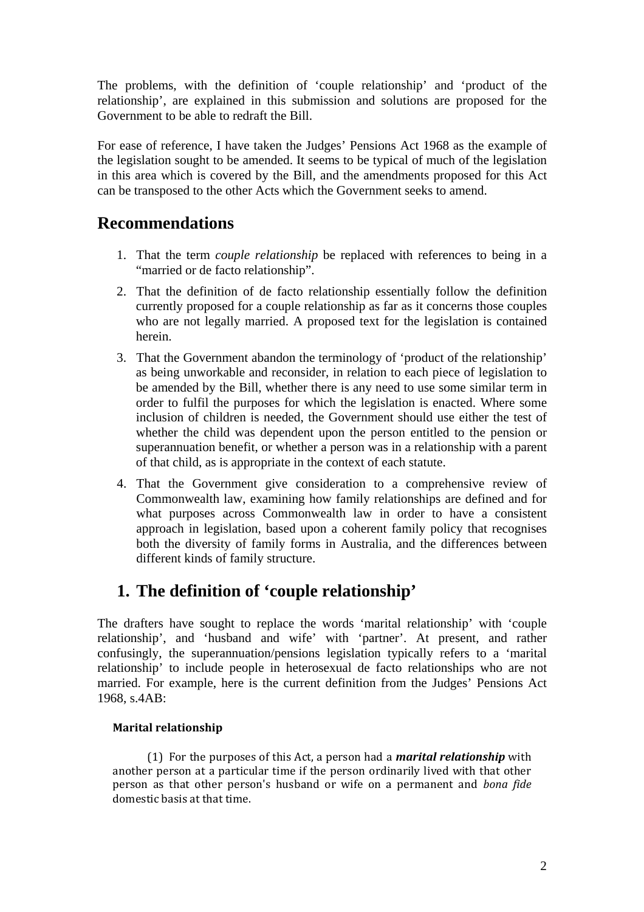The problems, with the definition of 'couple relationship' and 'product of the relationship', are explained in this submission and solutions are proposed for the Government to be able to redraft the Bill.

For ease of reference, I have taken the Judges' Pensions Act 1968 as the example of the legislation sought to be amended. It seems to be typical of much of the legislation in this area which is covered by the Bill, and the amendments proposed for this Act can be transposed to the other Acts which the Government seeks to amend.

## Recommendations

1. That the term *couple relationship* be replaced with references to being in a "married or de facto relationship".
2. That the definition of de facto relationship essentially follow the definition currently proposed for a couple relationship as far as it concerns those couples who are not legally married. A proposed text for the legislation is contained herein.
3. That the Government abandon the terminology of 'product of the relationship' as being unworkable and reconsider, in relation to each piece of legislation to be amended by the Bill, whether there is any need to use some similar term in order to fulfil the purposes for which the legislation is enacted. Where some inclusion of children is needed, the Government should use either the test of whether the child was dependent upon the person entitled to the pension or superannuation benefit, or whether a person was in a relationship with a parent of that child, as is appropriate in the context of each statute.
4. That the Government give consideration to a comprehensive review of Commonwealth law, examining how family relationships are defined and for what purposes across Commonwealth law in order to have a consistent approach in legislation, based upon a coherent family policy that recognises both the diversity of family forms in Australia, and the differences between different kinds of family structure.

## 1. The definition of 'couple relationship'

The drafters have sought to replace the words 'marital relationship' with 'couple relationship', and 'husband and wife' with 'partner'. At present, and rather confusingly, the superannuation/pensions legislation typically refers to a 'marital relationship' to include people in heterosexual de facto relationships who are not married. For example, here is the current definition from the Judges' Pensions Act 1968, s.4AB:

**Marital relationship**

(1) For the purposes of this Act, a person had a ***marital relationship*** with another person at a particular time if the person ordinarily lived with that other person as that other person's husband or wife on a permanent and *bona fide* domestic basis at that time.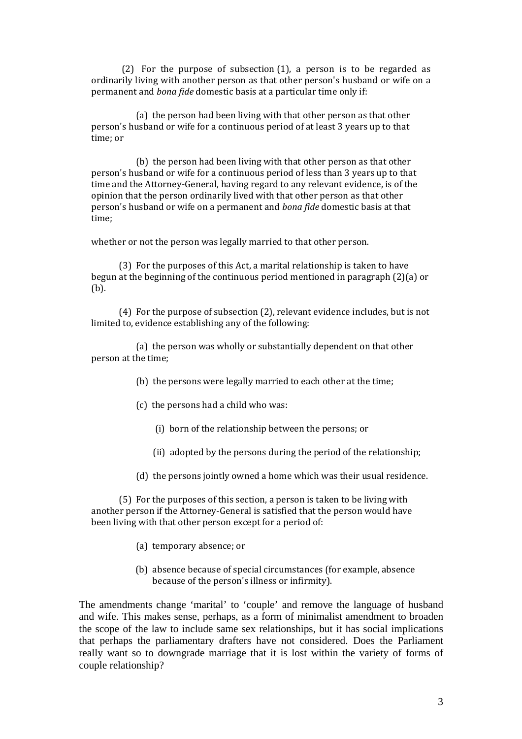(2) For the purpose of subsection (1), a person is to be regarded as ordinarily living with another person as that other person's husband or wife on a permanent and *bona fide* domestic basis at a particular time only if:

(a) the person had been living with that other person as that other person's husband or wife for a continuous period of at least 3 years up to that time; or

(b) the person had been living with that other person as that other person's husband or wife for a continuous period of less than 3 years up to that time and the Attorney-General, having regard to any relevant evidence, is of the opinion that the person ordinarily lived with that other person as that other person's husband or wife on a permanent and *bona fide* domestic basis at that time;

whether or not the person was legally married to that other person.

(3) For the purposes of this Act, a marital relationship is taken to have begun at the beginning of the continuous period mentioned in paragraph (2)(a) or (b).

(4) For the purpose of subsection (2), relevant evidence includes, but is not limited to, evidence establishing any of the following:

(a) the person was wholly or substantially dependent on that other person at the time;

(b) the persons were legally married to each other at the time;

(c) the persons had a child who was:

(i) born of the relationship between the persons; or

(ii) adopted by the persons during the period of the relationship;

(d) the persons jointly owned a home which was their usual residence.

(5) For the purposes of this section, a person is taken to be living with another person if the Attorney-General is satisfied that the person would have been living with that other person except for a period of:

(a) temporary absence; or

(b) absence because of special circumstances (for example, absence because of the person's illness or infirmity).

The amendments change 'marital' to 'couple' and remove the language of husband and wife. This makes sense, perhaps, as a form of minimalist amendment to broaden the scope of the law to include same sex relationships, but it has social implications that perhaps the parliamentary drafters have not considered. Does the Parliament really want so to downgrade marriage that it is lost within the variety of forms of couple relationship?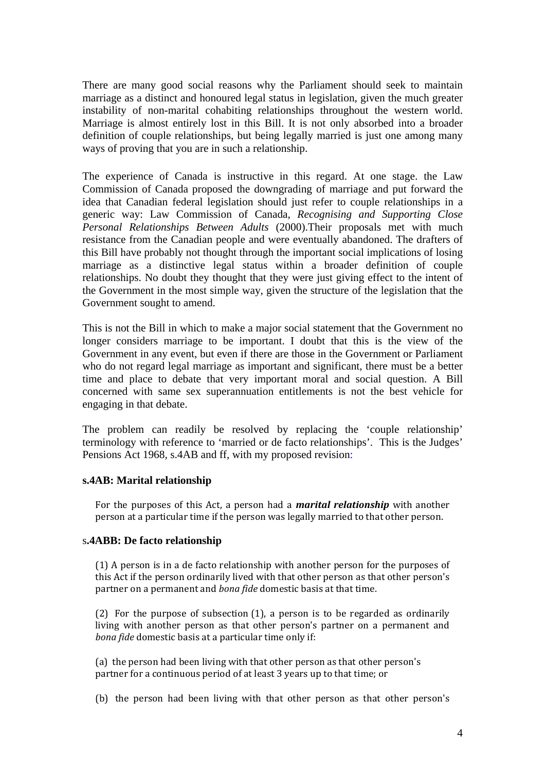There are many good social reasons why the Parliament should seek to maintain marriage as a distinct and honoured legal status in legislation, given the much greater instability of non-marital cohabiting relationships throughout the western world. Marriage is almost entirely lost in this Bill. It is not only absorbed into a broader definition of couple relationships, but being legally married is just one among many ways of proving that you are in such a relationship.

The experience of Canada is instructive in this regard. At one stage. the Law Commission of Canada proposed the downgrading of marriage and put forward the idea that Canadian federal legislation should just refer to couple relationships in a generic way: Law Commission of Canada, *Recognising and Supporting Close Personal Relationships Between Adults* (2000).Their proposals met with much resistance from the Canadian people and were eventually abandoned. The drafters of this Bill have probably not thought through the important social implications of losing marriage as a distinctive legal status within a broader definition of couple relationships. No doubt they thought that they were just giving effect to the intent of the Government in the most simple way, given the structure of the legislation that the Government sought to amend.

This is not the Bill in which to make a major social statement that the Government no longer considers marriage to be important. I doubt that this is the view of the Government in any event, but even if there are those in the Government or Parliament who do not regard legal marriage as important and significant, there must be a better time and place to debate that very important moral and social question. A Bill concerned with same sex superannuation entitlements is not the best vehicle for engaging in that debate.

The problem can readily be resolved by replacing the 'couple relationship' terminology with reference to 'married or de facto relationships'. This is the Judges' Pensions Act 1968, s.4AB and ff, with my proposed revision:

**s.4AB: Marital relationship**

For the purposes of this Act, a person had a ***marital relationship*** with another person at a particular time if the person was legally married to that other person.

s**.4ABB: De facto relationship**

(1) A person is in a de facto relationship with another person for the purposes of this Act if the person ordinarily lived with that other person as that other person's partner on a permanent and *bona fide* domestic basis at that time.

(2) For the purpose of subsection (1), a person is to be regarded as ordinarily living with another person as that other person's partner on a permanent and *bona fide* domestic basis at a particular time only if:

(a) the person had been living with that other person as that other person's partner for a continuous period of at least 3 years up to that time; or

(b) the person had been living with that other person as that other person's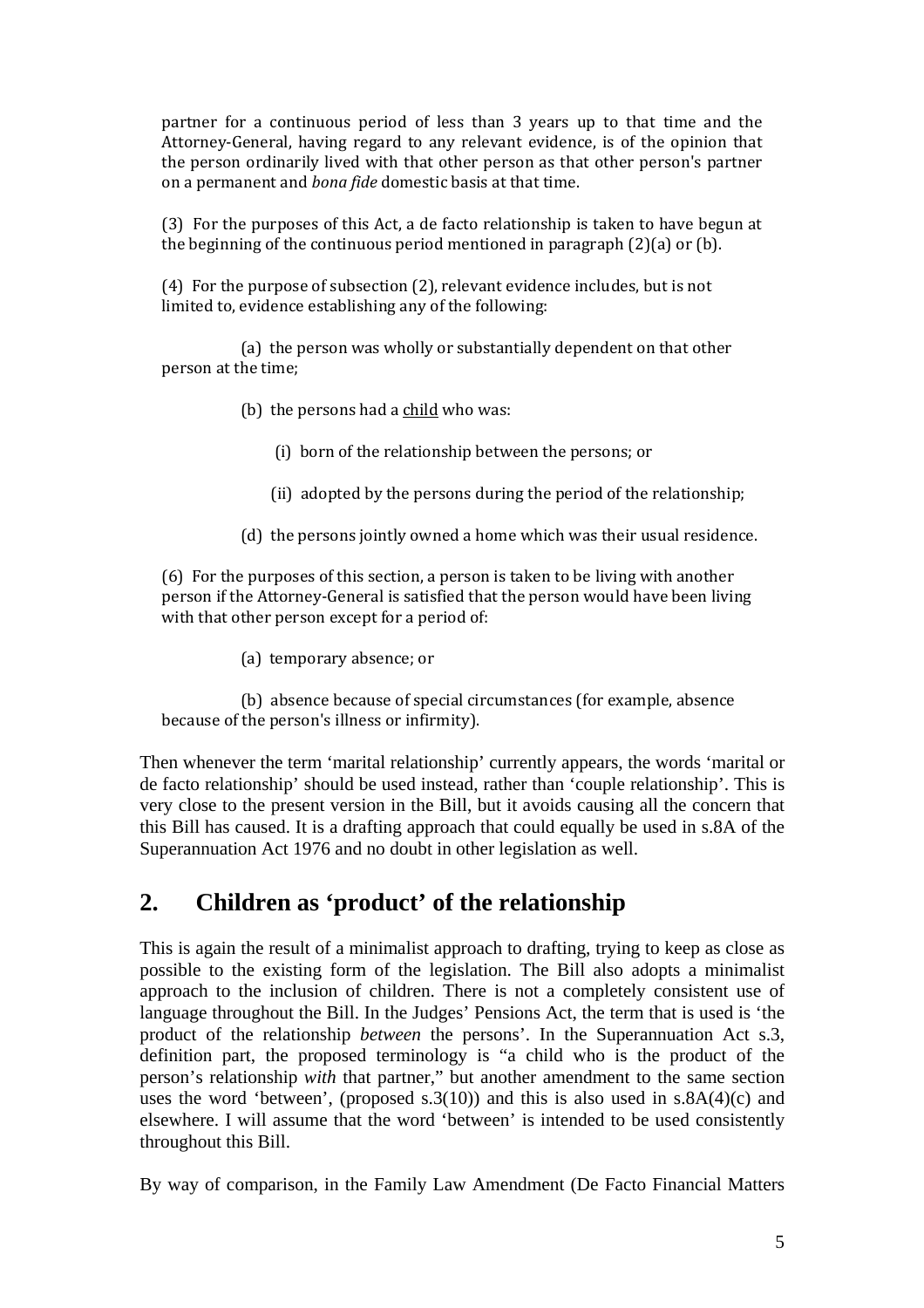partner for a continuous period of less than 3 years up to that time and the Attorney-General, having regard to any relevant evidence, is of the opinion that the person ordinarily lived with that other person as that other person's partner on a permanent and *bona fide* domestic basis at that time.

(3) For the purposes of this Act, a de facto relationship is taken to have begun at the beginning of the continuous period mentioned in paragraph (2)(a) or (b).

(4) For the purpose of subsection (2), relevant evidence includes, but is not limited to, evidence establishing any of the following:

(a) the person was wholly or substantially dependent on that other person at the time;

(b) the persons had a <u>child</u> who was:

(i) born of the relationship between the persons; or

(ii) adopted by the persons during the period of the relationship;

(d) the persons jointly owned a home which was their usual residence.

(6) For the purposes of this section, a person is taken to be living with another person if the Attorney-General is satisfied that the person would have been living with that other person except for a period of:

(a) temporary absence; or

(b) absence because of special circumstances (for example, absence because of the person's illness or infirmity).

Then whenever the term 'marital relationship' currently appears, the words 'marital or de facto relationship' should be used instead, rather than 'couple relationship'. This is very close to the present version in the Bill, but it avoids causing all the concern that this Bill has caused. It is a drafting approach that could equally be used in s.8A of the Superannuation Act 1976 and no doubt in other legislation as well.

## 2. Children as 'product' of the relationship

This is again the result of a minimalist approach to drafting, trying to keep as close as possible to the existing form of the legislation. The Bill also adopts a minimalist approach to the inclusion of children. There is not a completely consistent use of language throughout the Bill. In the Judges' Pensions Act, the term that is used is 'the product of the relationship *between* the persons'. In the Superannuation Act s.3, definition part, the proposed terminology is "a child who is the product of the person's relationship *with* that partner," but another amendment to the same section uses the word 'between', (proposed s.3(10)) and this is also used in s.8A(4)(c) and elsewhere. I will assume that the word 'between' is intended to be used consistently throughout this Bill.

By way of comparison, in the Family Law Amendment (De Facto Financial Matters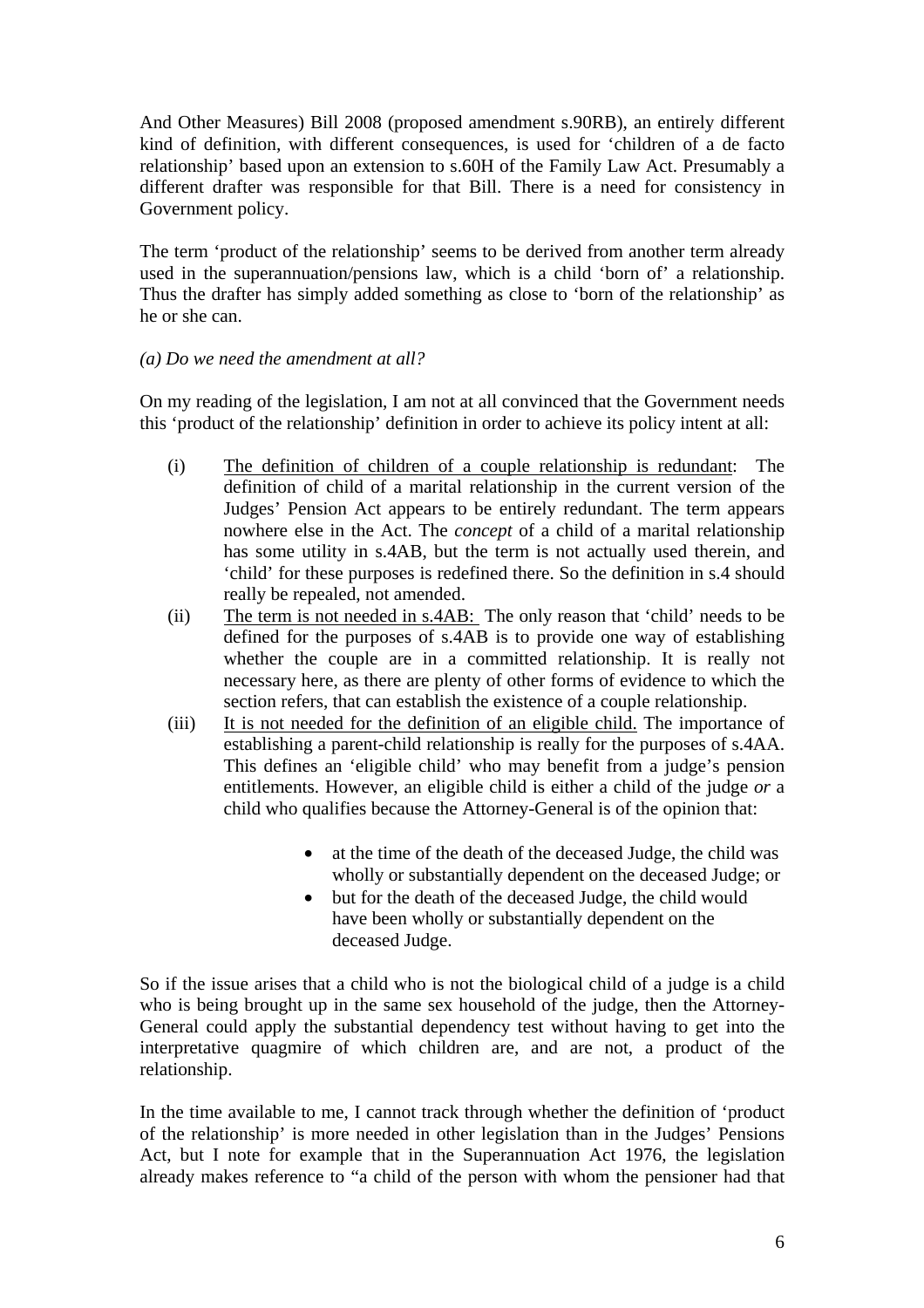And Other Measures) Bill 2008 (proposed amendment s.90RB), an entirely different kind of definition, with different consequences, is used for 'children of a de facto relationship' based upon an extension to s.60H of the Family Law Act. Presumably a different drafter was responsible for that Bill. There is a need for consistency in Government policy.

The term 'product of the relationship' seems to be derived from another term already used in the superannuation/pensions law, which is a child 'born of' a relationship. Thus the drafter has simply added something as close to 'born of the relationship' as he or she can.

*(a) Do we need the amendment at all?*

On my reading of the legislation, I am not at all convinced that the Government needs this 'product of the relationship' definition in order to achieve its policy intent at all:

(i) <u>The definition of children of a couple relationship is redundant</u>: The definition of child of a marital relationship in the current version of the Judges' Pension Act appears to be entirely redundant. The term appears nowhere else in the Act. The *concept* of a child of a marital relationship has some utility in s.4AB, but the term is not actually used therein, and 'child' for these purposes is redefined there. So the definition in s.4 should really be repealed, not amended.

(ii) <u>The term is not needed in s.4AB:</u> The only reason that 'child' needs to be defined for the purposes of s.4AB is to provide one way of establishing whether the couple are in a committed relationship. It is really not necessary here, as there are plenty of other forms of evidence to which the section refers, that can establish the existence of a couple relationship.

(iii) <u>It is not needed for the definition of an eligible child.</u> The importance of establishing a parent-child relationship is really for the purposes of s.4AA. This defines an 'eligible child' who may benefit from a judge's pension entitlements. However, an eligible child is either a child of the judge *or* a child who qualifies because the Attorney-General is of the opinion that:

- at the time of the death of the deceased Judge, the child was wholly or substantially dependent on the deceased Judge; or
- but for the death of the deceased Judge, the child would have been wholly or substantially dependent on the deceased Judge.

So if the issue arises that a child who is not the biological child of a judge is a child who is being brought up in the same sex household of the judge, then the Attorney-General could apply the substantial dependency test without having to get into the interpretative quagmire of which children are, and are not, a product of the relationship.

In the time available to me, I cannot track through whether the definition of 'product of the relationship' is more needed in other legislation than in the Judges' Pensions Act, but I note for example that in the Superannuation Act 1976, the legislation already makes reference to "a child of the person with whom the pensioner had that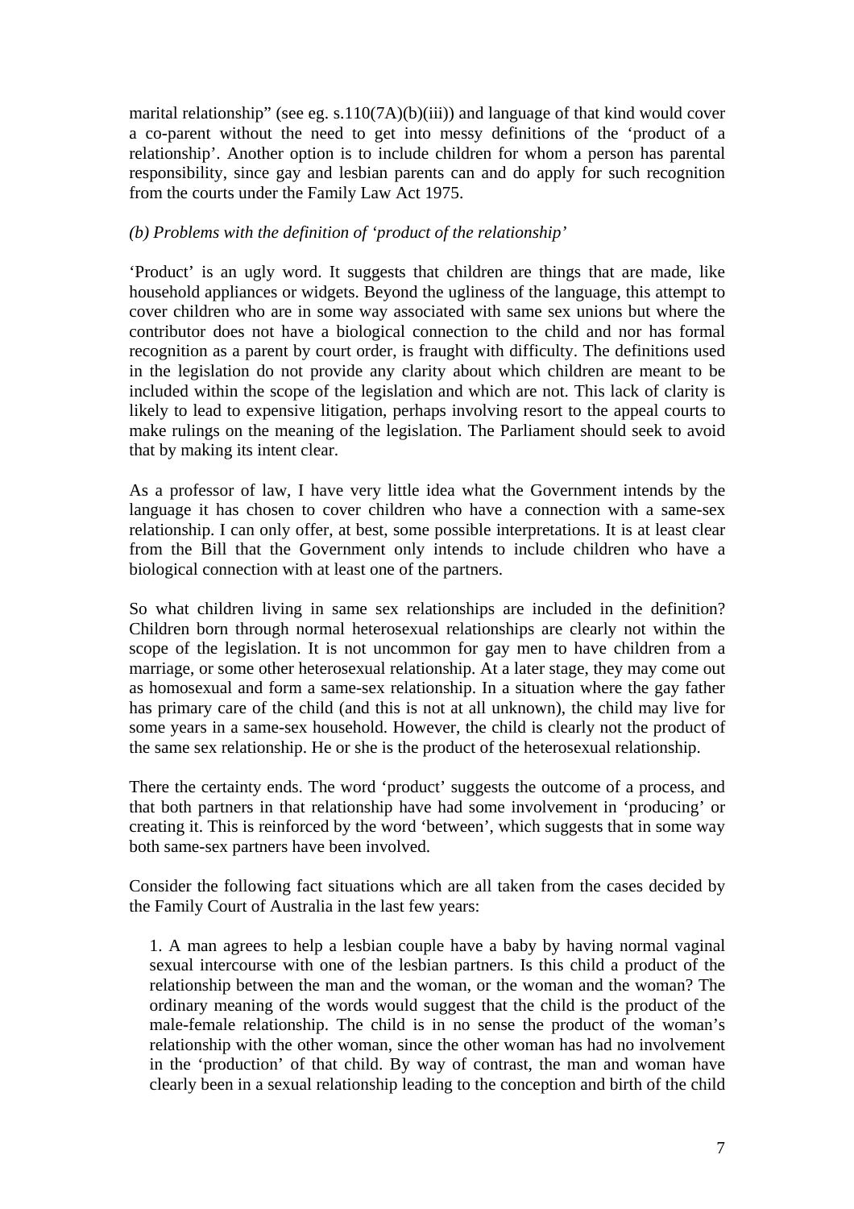marital relationship" (see eg. s.110(7A)(b)(iii)) and language of that kind would cover a co-parent without the need to get into messy definitions of the 'product of a relationship'. Another option is to include children for whom a person has parental responsibility, since gay and lesbian parents can and do apply for such recognition from the courts under the Family Law Act 1975.

*(b) Problems with the definition of 'product of the relationship'*

'Product' is an ugly word. It suggests that children are things that are made, like household appliances or widgets. Beyond the ugliness of the language, this attempt to cover children who are in some way associated with same sex unions but where the contributor does not have a biological connection to the child and nor has formal recognition as a parent by court order, is fraught with difficulty. The definitions used in the legislation do not provide any clarity about which children are meant to be included within the scope of the legislation and which are not. This lack of clarity is likely to lead to expensive litigation, perhaps involving resort to the appeal courts to make rulings on the meaning of the legislation. The Parliament should seek to avoid that by making its intent clear.

As a professor of law, I have very little idea what the Government intends by the language it has chosen to cover children who have a connection with a same-sex relationship. I can only offer, at best, some possible interpretations. It is at least clear from the Bill that the Government only intends to include children who have a biological connection with at least one of the partners.

So what children living in same sex relationships are included in the definition? Children born through normal heterosexual relationships are clearly not within the scope of the legislation. It is not uncommon for gay men to have children from a marriage, or some other heterosexual relationship. At a later stage, they may come out as homosexual and form a same-sex relationship. In a situation where the gay father has primary care of the child (and this is not at all unknown), the child may live for some years in a same-sex household. However, the child is clearly not the product of the same sex relationship. He or she is the product of the heterosexual relationship.

There the certainty ends. The word 'product' suggests the outcome of a process, and that both partners in that relationship have had some involvement in 'producing' or creating it. This is reinforced by the word 'between', which suggests that in some way both same-sex partners have been involved.

Consider the following fact situations which are all taken from the cases decided by the Family Court of Australia in the last few years:

1. A man agrees to help a lesbian couple have a baby by having normal vaginal sexual intercourse with one of the lesbian partners. Is this child a product of the relationship between the man and the woman, or the woman and the woman? The ordinary meaning of the words would suggest that the child is the product of the male-female relationship. The child is in no sense the product of the woman's relationship with the other woman, since the other woman has had no involvement in the 'production' of that child. By way of contrast, the man and woman have clearly been in a sexual relationship leading to the conception and birth of the child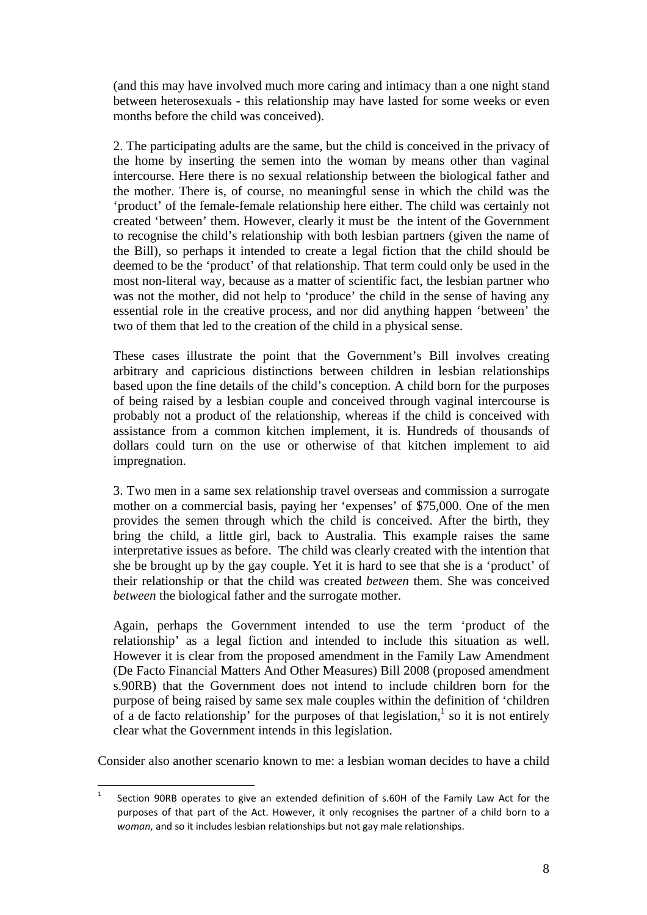(and this may have involved much more caring and intimacy than a one night stand between heterosexuals - this relationship may have lasted for some weeks or even months before the child was conceived).

2. The participating adults are the same, but the child is conceived in the privacy of the home by inserting the semen into the woman by means other than vaginal intercourse. Here there is no sexual relationship between the biological father and the mother. There is, of course, no meaningful sense in which the child was the 'product' of the female-female relationship here either. The child was certainly not created 'between' them. However, clearly it must be the intent of the Government to recognise the child's relationship with both lesbian partners (given the name of the Bill), so perhaps it intended to create a legal fiction that the child should be deemed to be the 'product' of that relationship. That term could only be used in the most non-literal way, because as a matter of scientific fact, the lesbian partner who was not the mother, did not help to 'produce' the child in the sense of having any essential role in the creative process, and nor did anything happen 'between' the two of them that led to the creation of the child in a physical sense.

These cases illustrate the point that the Government's Bill involves creating arbitrary and capricious distinctions between children in lesbian relationships based upon the fine details of the child's conception. A child born for the purposes of being raised by a lesbian couple and conceived through vaginal intercourse is probably not a product of the relationship, whereas if the child is conceived with assistance from a common kitchen implement, it is. Hundreds of thousands of dollars could turn on the use or otherwise of that kitchen implement to aid impregnation.

3. Two men in a same sex relationship travel overseas and commission a surrogate mother on a commercial basis, paying her 'expenses' of $75,000. One of the men provides the semen through which the child is conceived. After the birth, they bring the child, a little girl, back to Australia. This example raises the same interpretative issues as before. The child was clearly created with the intention that she be brought up by the gay couple. Yet it is hard to see that she is a 'product' of their relationship or that the child was created *between* them. She was conceived *between* the biological father and the surrogate mother.

Again, perhaps the Government intended to use the term 'product of the relationship' as a legal fiction and intended to include this situation as well. However it is clear from the proposed amendment in the Family Law Amendment (De Facto Financial Matters And Other Measures) Bill 2008 (proposed amendment s.90RB) that the Government does not intend to include children born for the purpose of being raised by same sex male couples within the definition of 'children of a de facto relationship' for the purposes of that legislation,[1] so it is not entirely clear what the Government intends in this legislation.

Consider also another scenario known to me: a lesbian woman decides to have a child

[1] Section 90RB operates to give an extended definition of s.60H of the Family Law Act for the purposes of that part of the Act. However, it only recognises the partner of a child born to a *woman*, and so it includes lesbian relationships but not gay male relationships.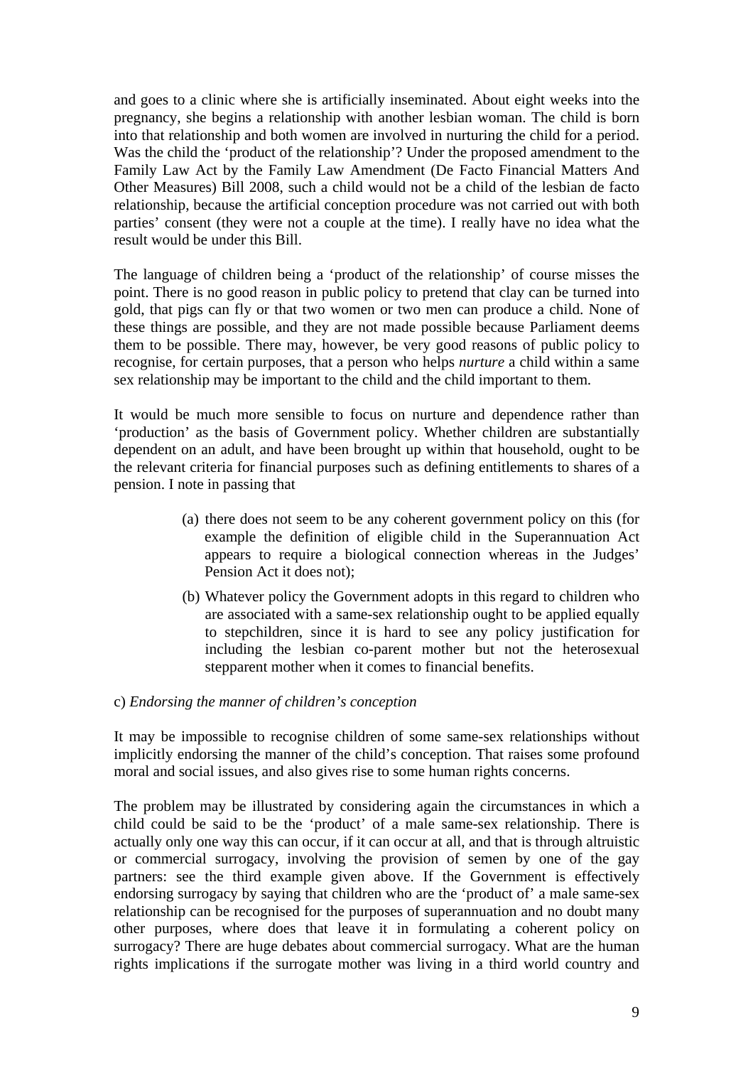and goes to a clinic where she is artificially inseminated. About eight weeks into the pregnancy, she begins a relationship with another lesbian woman. The child is born into that relationship and both women are involved in nurturing the child for a period. Was the child the 'product of the relationship'? Under the proposed amendment to the Family Law Act by the Family Law Amendment (De Facto Financial Matters And Other Measures) Bill 2008, such a child would not be a child of the lesbian de facto relationship, because the artificial conception procedure was not carried out with both parties' consent (they were not a couple at the time). I really have no idea what the result would be under this Bill.

The language of children being a 'product of the relationship' of course misses the point. There is no good reason in public policy to pretend that clay can be turned into gold, that pigs can fly or that two women or two men can produce a child. None of these things are possible, and they are not made possible because Parliament deems them to be possible. There may, however, be very good reasons of public policy to recognise, for certain purposes, that a person who helps *nurture* a child within a same sex relationship may be important to the child and the child important to them.

It would be much more sensible to focus on nurture and dependence rather than 'production' as the basis of Government policy. Whether children are substantially dependent on an adult, and have been brought up within that household, ought to be the relevant criteria for financial purposes such as defining entitlements to shares of a pension. I note in passing that

(a) there does not seem to be any coherent government policy on this (for example the definition of eligible child in the Superannuation Act appears to require a biological connection whereas in the Judges' Pension Act it does not);

(b) Whatever policy the Government adopts in this regard to children who are associated with a same-sex relationship ought to be applied equally to stepchildren, since it is hard to see any policy justification for including the lesbian co-parent mother but not the heterosexual stepparent mother when it comes to financial benefits.

c) *Endorsing the manner of children's conception*

It may be impossible to recognise children of some same-sex relationships without implicitly endorsing the manner of the child's conception. That raises some profound moral and social issues, and also gives rise to some human rights concerns.

The problem may be illustrated by considering again the circumstances in which a child could be said to be the 'product' of a male same-sex relationship. There is actually only one way this can occur, if it can occur at all, and that is through altruistic or commercial surrogacy, involving the provision of semen by one of the gay partners: see the third example given above. If the Government is effectively endorsing surrogacy by saying that children who are the 'product of' a male same-sex relationship can be recognised for the purposes of superannuation and no doubt many other purposes, where does that leave it in formulating a coherent policy on surrogacy? There are huge debates about commercial surrogacy. What are the human rights implications if the surrogate mother was living in a third world country and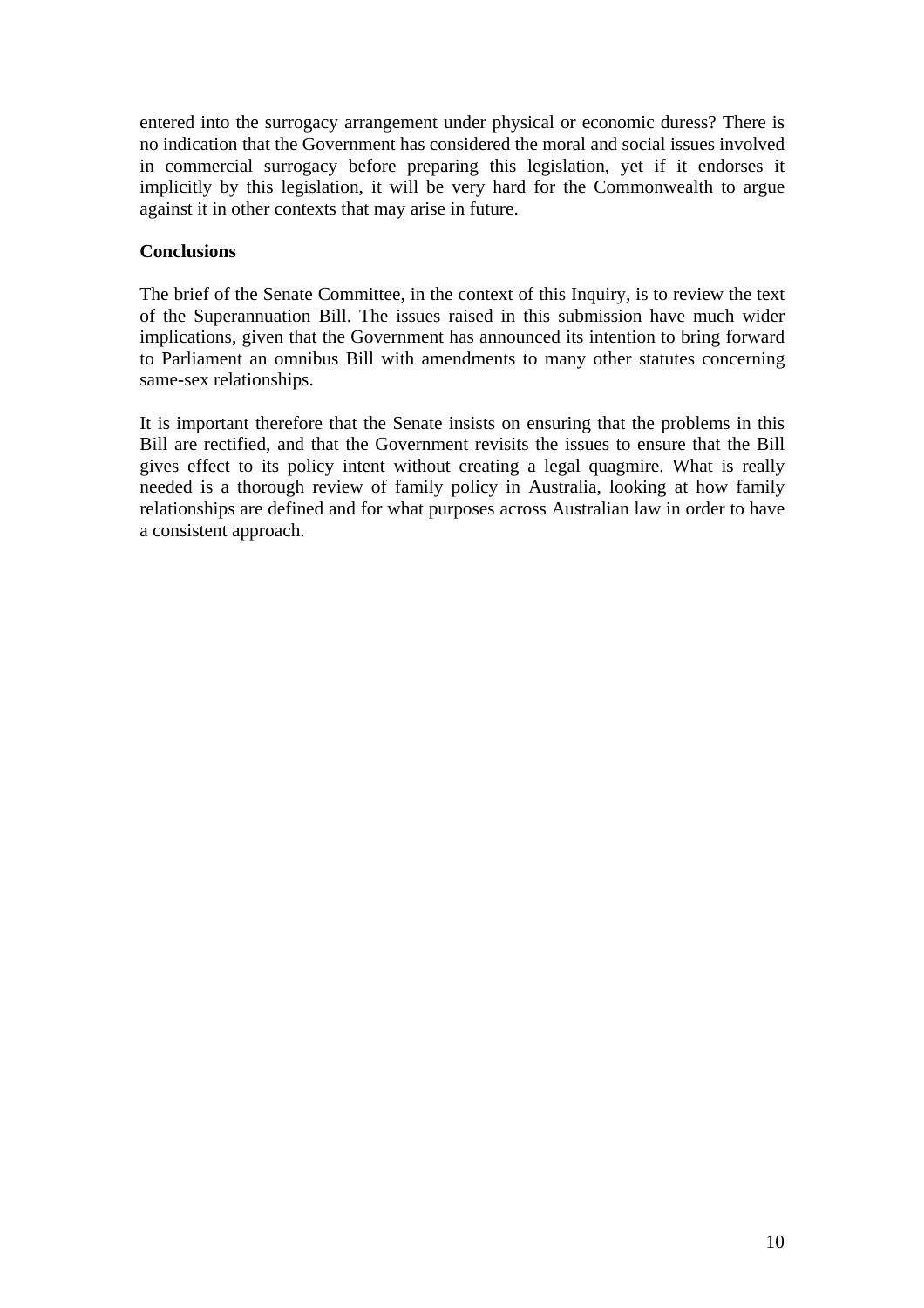entered into the surrogacy arrangement under physical or economic duress? There is no indication that the Government has considered the moral and social issues involved in commercial surrogacy before preparing this legislation, yet if it endorses it implicitly by this legislation, it will be very hard for the Commonwealth to argue against it in other contexts that may arise in future.

**Conclusions**

The brief of the Senate Committee, in the context of this Inquiry, is to review the text of the Superannuation Bill. The issues raised in this submission have much wider implications, given that the Government has announced its intention to bring forward to Parliament an omnibus Bill with amendments to many other statutes concerning same-sex relationships.

It is important therefore that the Senate insists on ensuring that the problems in this Bill are rectified, and that the Government revisits the issues to ensure that the Bill gives effect to its policy intent without creating a legal quagmire. What is really needed is a thorough review of family policy in Australia, looking at how family relationships are defined and for what purposes across Australian law in order to have a consistent approach.